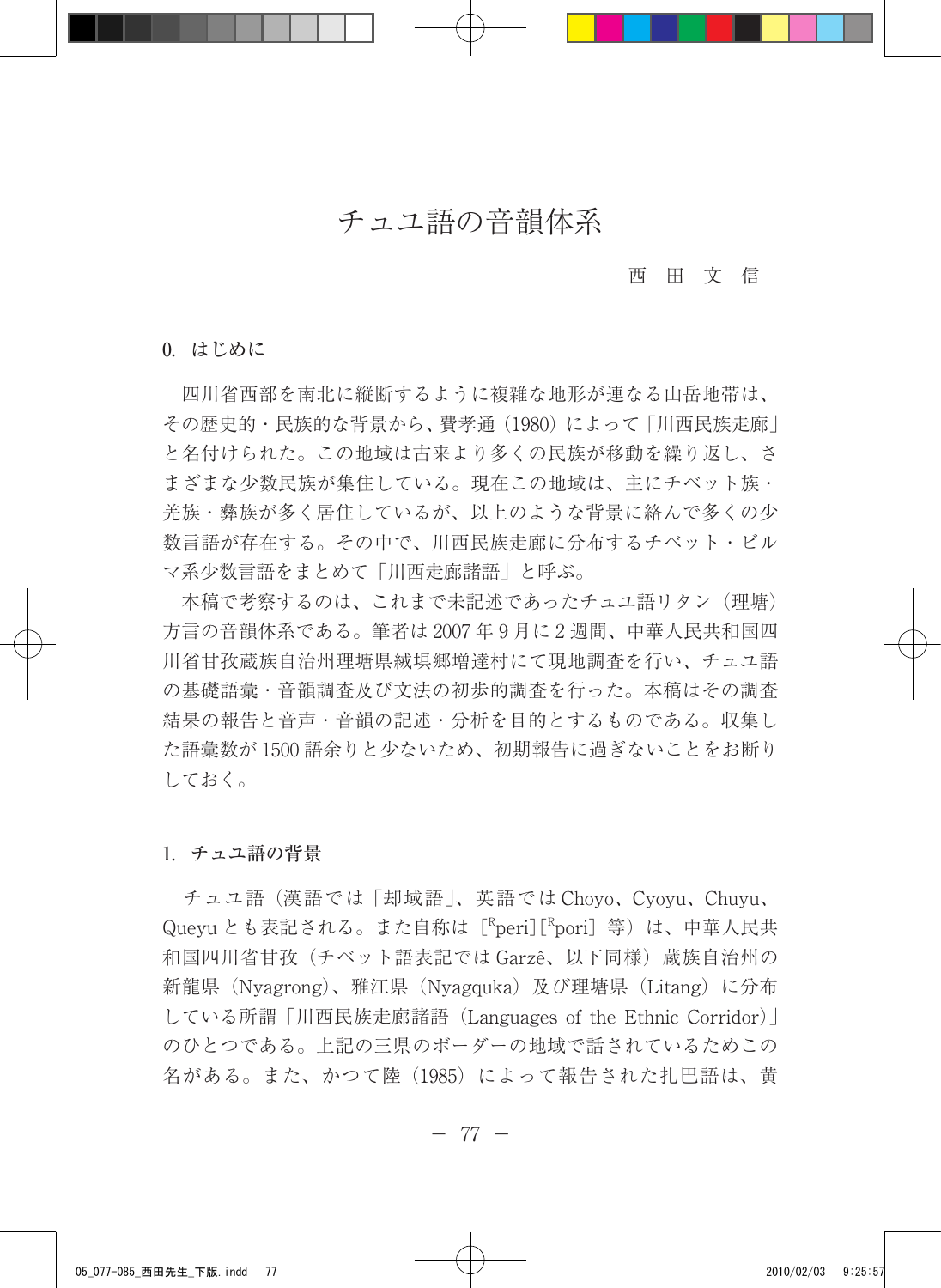# チュユ語の音韻体系

西　田　文　信

## 0. はじめに

四川省西部を南北に縦断するように複雑な地形が連なる山岳地帯は、その歴史的・民族的な背景から、費孝通（1980）によって「川西民族走廊」と名付けられた。この地域は古来より多くの民族が移動を繰り返し、さまざまな少数民族が集住している。現在この地域は、主にチベット族・羌族・彝族が多く居住しているが、以上のような背景に絡んで多くの少数言語が存在する。その中で、川西民族走廊に分布するチベット・ビルマ系少数言語をまとめて「川西走廊諸語」と呼ぶ。

本稿で考察するのは、これまで未記述であったチュユ語リタン（理塘）方言の音韻体系である。筆者は 2007 年 9 月に 2 週間、中華人民共和国四川省甘孜蔵族自治州理塘県絨垻郷増達村にて現地調査を行い、チュユ語の基礎語彙・音韻調査及び文法の初歩的調査を行った。本稿はその調査結果の報告と音声・音韻の記述・分析を目的とするものである。収集した語彙数が 1500 語余りと少ないため、初期報告に過ぎないことをお断りしておく。

## 1. チュユ語の背景

チュユ語（漢語では「却域語」、英語では Choyo、Cyoyu、Chuyu、Queyu とも表記される。また自称は［ʀperi］［ʀpori］等）は、中華人民共和国四川省甘孜（チベット語表記では Garzê、以下同様）蔵族自治州の新龍県（Nyagrong）、雅江県（Nyagquka）及び理塘県（Litang）に分布している所謂「川西民族走廊諸語（Languages of the Ethnic Corridor)」のひとつである。上記の三県のボーダーの地域で話されているためこの名がある。また、かつて陸（1985）によって報告された扎巴語は、黄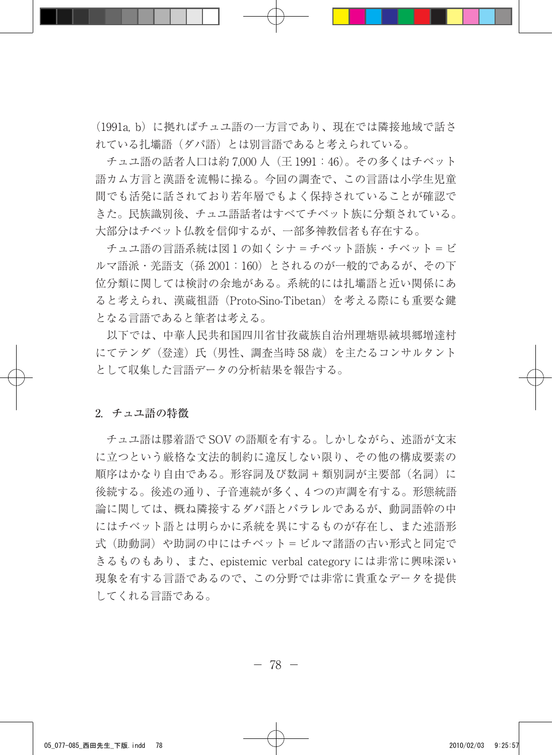(1991a, b）に拠ればチュユ語の一方言であり、現在では隣接地域で話されている扎壩語（ダパ語）とは別言語であると考えられている。

チュユ語の話者人口は約 7,000 人（王 1991：46)。その多くはチベット語カム方言と漢語を流暢に操る。今回の調査で、この言語は小学生児童間でも活発に話されており若年層でもよく保持されていることが確認できた。民族識別後、チュユ語話者はすべてチベット族に分類されている。大部分はチベット仏教を信仰するが、一部多神教信者も存在する。

チュユ語の言語系統は図 1 の如くシナ = チベット語族・チベット = ビルマ語派・羌語支（孫 2001：160）とされるのが一般的であるが、その下位分類に関しては検討の余地がある。系統的には扎壩語と近い関係にあると考えられ、漢蔵祖語（Proto-Sino-Tibetan）を考える際にも重要な鍵となる言語であると筆者は考える。

以下では、中華人民共和国四川省甘孜蔵族自治州理塘県絨垻郷増達村にてテンダ（登達）氏（男性、調査当時 58 歳）を主たるコンサルタントとして収集した言語データの分析結果を報告する。

## 2. チュユ語の特徴

チュユ語は膠着語で SOV の語順を有する。しかしながら、述語が文末に立つという厳格な文法的制約に違反しない限り、その他の構成要素の順序はかなり自由である。形容詞及び数詞 + 類別詞が主要部（名詞）に後続する。後述の通り、子音連続が多く、4 つの声調を有する。形態統語論に関しては、概ね隣接するダパ語とパラレルであるが、動詞語幹の中にはチベット語とは明らかに系統を異にするものが存在し、また述語形式（助動詞）や助詞の中にはチベット = ビルマ諸語の古い形式と同定できるものもあり、また、epistemic verbal category には非常に興味深い現象を有する言語であるので、この分野では非常に貴重なデータを提供してくれる言語である。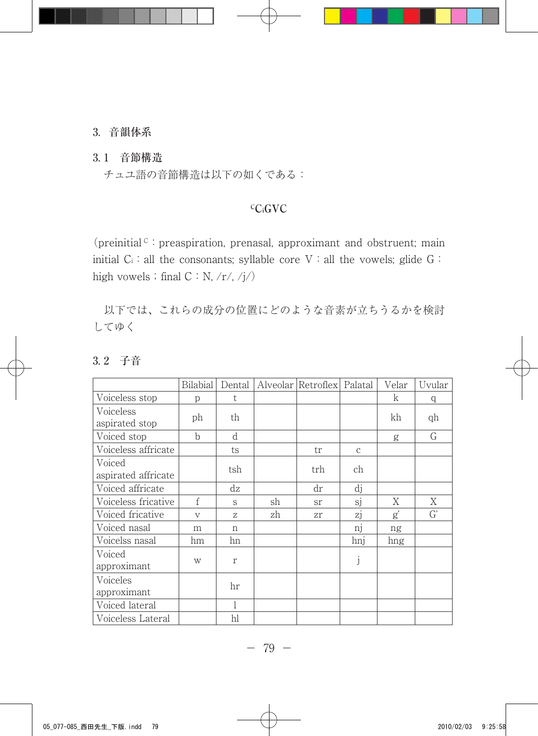## 3. 音韻体系

### 3. 1　音節構造

チュユ語の音節構造は以下の如くである：

$$^{C}C_{i}GVC$$

（preinitial $^{C}$：preaspiration, prenasal, approximant and obstruent; main initial $C_i$：all the consonants; syllable core V：all the vowels; glide G：high vowels；final C：N, /r/, /j/）

以下では、これらの成分の位置にどのような音素が立ちうるかを検討してゆく

### 3. 2　子音

| | Bilabial | Dental | Alveolar | Retroflex | Palatal | Velar | Uvular |
|---|---|---|---|---|---|---|---|
| Voiceless stop | p | t | | | | k | q |
| Voiceless aspirated stop | ph | th | | | | kh | qh |
| Voiced stop | b | d | | | | g | G |
| Voiceless affricate | | ts | | tr | c | | |
| Voiced aspirated affricate | | tsh | | trh | ch | | |
| Voiced affricate | | dz | | dr | dj | | |
| Voiceless fricative | f | s | sh | sr | sj | X | X |
| Voiced fricative | v | z | zh | zr | zj | g' | G' |
| Voiced nasal | m | n | | | nj | ng | |
| Voicelss nasal | hm | hn | | | hnj | hng | |
| Voiced approximant | w | r | | | j | | |
| Voiceles approximant | | hr | | | | | |
| Voiced lateral | | l | | | | | |
| Voiceless Lateral | | hl | | | | | |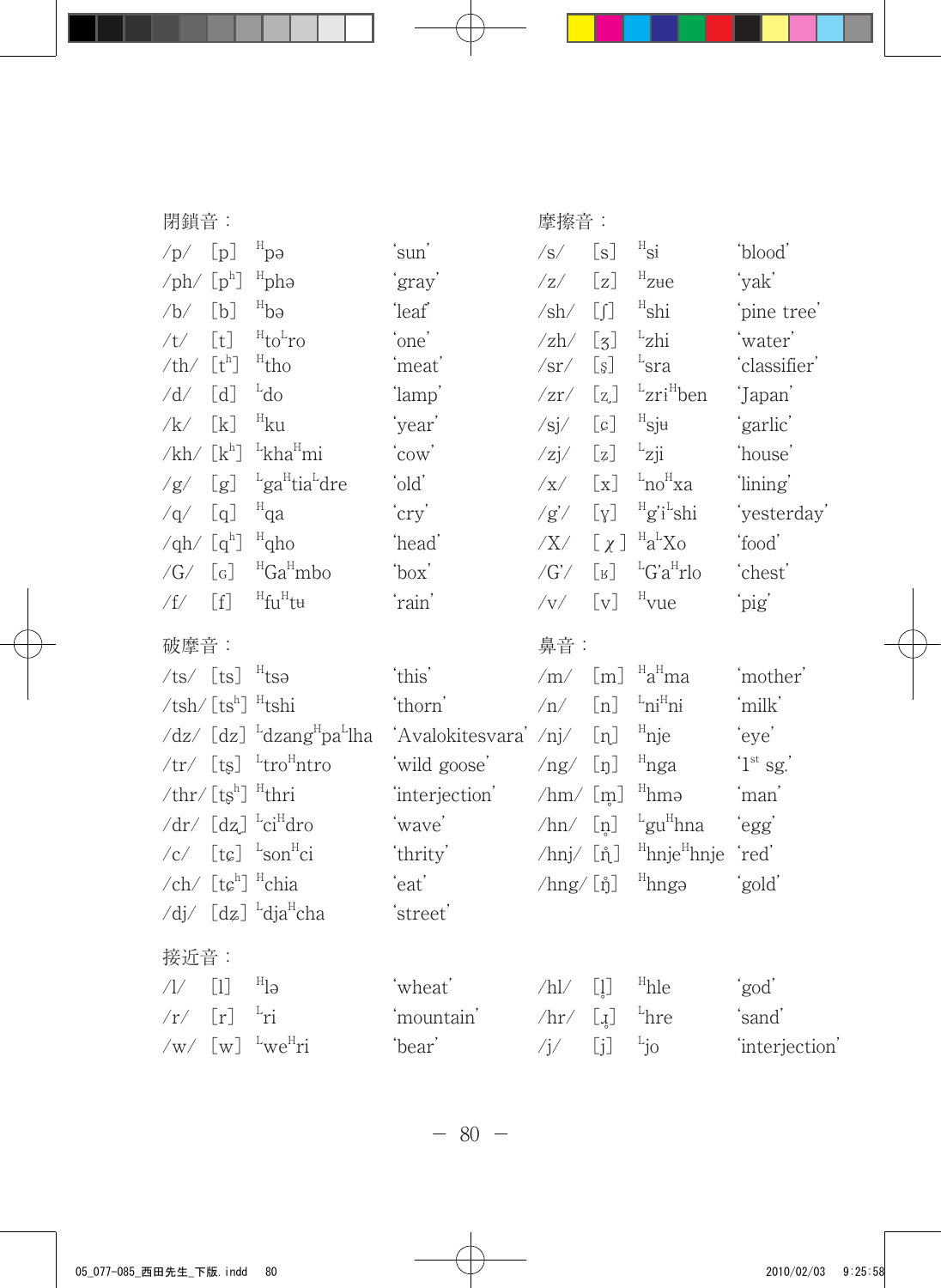閉鎖音：

| | | | |
|---|---|---|---|
| /p/ | [p] | $^{H}$pə | ‘sun’ |
| /ph/ | [p$^{h}$] | $^{H}$phə | ‘gray’ |
| /b/ | [b] | $^{H}$bə | ‘leaf’ |
| /t/ | [t] | $^{H}$to$^{L}$ro | ‘one’ |
| /th/ | [t$^{h}$] | $^{H}$tho | ‘meat’ |
| /d/ | [d] | $^{L}$do | ‘lamp’ |
| /k/ | [k] | $^{H}$ku | ‘year’ |
| /kh/ | [k$^{h}$] | $^{L}$kha$^{H}$mi | ‘cow’ |
| /g/ | [g] | $^{L}$ga$^{H}$tia$^{L}$dre | ‘old’ |
| /q/ | [q] | $^{H}$qa | ‘cry’ |
| /qh/ | [q$^{h}$] | $^{H}$qho | ‘head’ |
| /G/ | [ɢ] | $^{H}$Ga$^{H}$mbo | ‘box’ |
| /f/ | [f] | $^{H}$fu$^{H}$tʉ | ‘rain’ |

摩擦音：

| | | | |
|---|---|---|---|
| /s/ | [s] | $^{H}$sɨ | ‘blood’ |
| /z/ | [z] | $^{H}$zʉe | ‘yak’ |
| /sh/ | [ʃ] | $^{H}$shi | ‘pine tree’ |
| /zh/ | [ʒ] | $^{L}$zhi | ‘water’ |
| /sr/ | [ʂ] | $^{L}$sra | ‘classifier’ |
| /zr/ | [ʐ] | $^{L}$zri$^{H}$ben | ‘Japan’ |
| /sj/ | [ɕ] | $^{H}$sjʉ | ‘garlic’ |
| /zj/ | [ʑ] | $^{L}$zji | ‘house’ |
| /x/ | [x] | $^{L}$no$^{H}$xa | ‘lining’ |
| /g’/ | [ɣ] | $^{H}$g’i$^{L}$shi | ‘yesterday’ |
| /X/ | [χ] | $^{H}$a$^{L}$Xo | ‘food’ |
| /G’/ | [ʁ] | $^{L}$G’a$^{H}$rlo | ‘chest’ |
| /v/ | [v] | $^{H}$vue | ‘pig’ |

破摩音：

| | | | |
|---|---|---|---|
| /ts/ | [ts] | $^{H}$tsə | ‘this’ |
| /tsh/ | [ts$^{h}$] | $^{H}$tshi | ‘thorn’ |
| /dz/ | [dz] | $^{L}$dzang$^{H}$pa$^{L}$lha | ‘Avalokitesvara’ |
| /tr/ | [tʂ] | $^{L}$tro$^{H}$ntro | ‘wild goose’ |
| /thr/ | [tʂ$^{h}$] | $^{H}$thri | ‘interjection’ |
| /dr/ | [dʐ] | $^{L}$ci$^{H}$dro | ‘wave’ |
| /c/ | [tɕ] | $^{L}$son$^{H}$ci | ‘thrity’ |
| /ch/ | [tɕ$^{h}$] | $^{H}$chia | ‘eat’ |
| /dj/ | [dʑ] | $^{L}$dja$^{H}$cha | ‘street’ |

鼻音：

| | | | |
|---|---|---|---|
| /m/ | [m] | $^{H}$a$^{H}$ma | ‘mother’ |
| /n/ | [n] | $^{L}$ni$^{H}$nɨ | ‘milk’ |
| /nj/ | [ɲ] | $^{H}$nje | ‘eye’ |
| /ng/ | [ŋ] | $^{H}$nga | ‘1st sg.’ |
| /hm/ | [m̥] | $^{H}$hmə | ‘man’ |
| /hn/ | [n̥] | $^{L}$gu$^{H}$hna | ‘egg’ |
| /hnj/ | [ɲ̊] | $^{H}$hnje$^{H}$hnje | ‘red’ |
| /hng/ | [ŋ̊] | $^{H}$hngə | ‘gold’ |

接近音：

| | | | |
|---|---|---|---|
| /l/ | [l] | $^{H}$lə | ‘wheat’ |
| /r/ | [r] | $^{L}$ri | ‘mountain’ |
| /w/ | [w] | $^{L}$we$^{H}$ri | ‘bear’ |
| /hl/ | [l̥] | $^{H}$hle | ‘god’ |
| /hr/ | [ɹ̥] | $^{L}$hre | ‘sand’ |
| /j/ | [j] | $^{L}$jo | ‘interjection’ |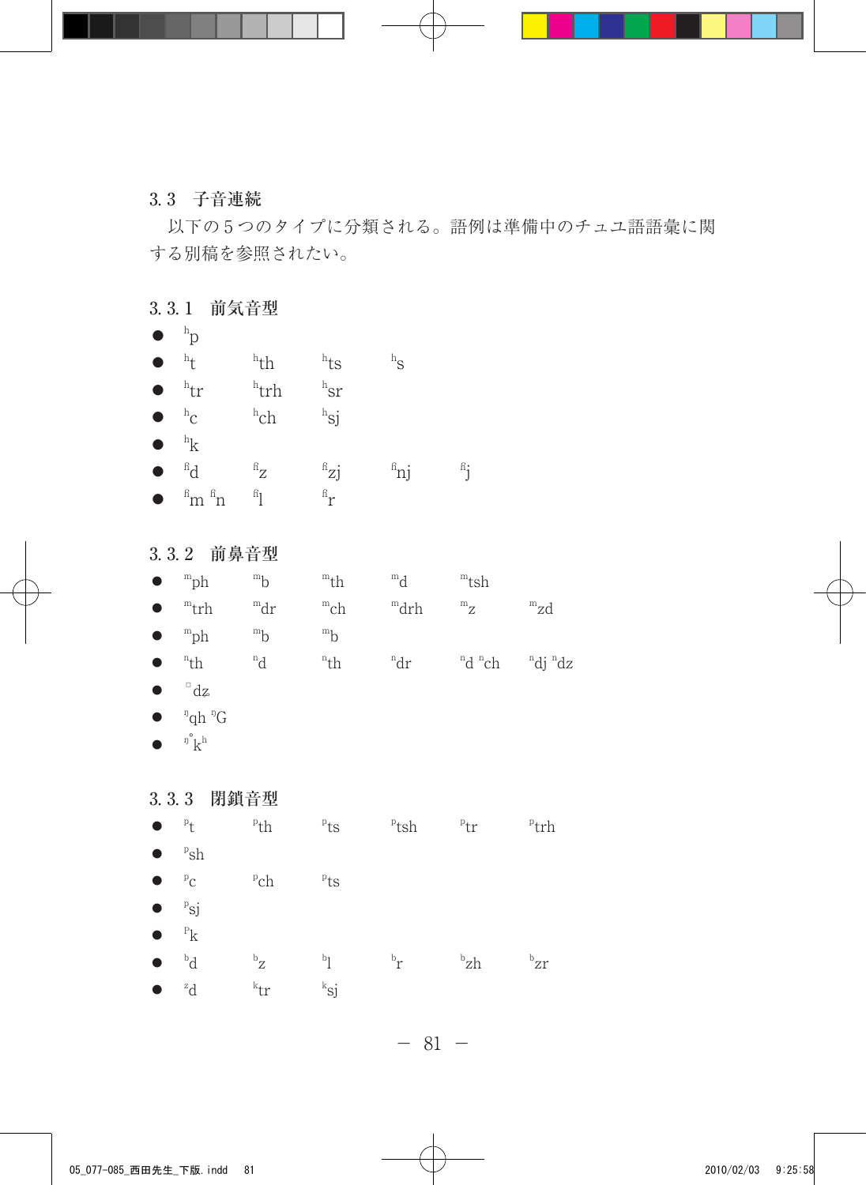### 3. 3　子音連続

以下の５つのタイプに分類される。語例は準備中のチュユ語語彙に関する別稿を参照されたい。

#### 3. 3. 1　前気音型

- $^{h}$p
- $^{h}$t　　$^{h}$th　　$^{h}$ts　　$^{h}$s
- $^{h}$tr　　$^{h}$trh　　$^{h}$sr
- $^{h}$c　　$^{h}$ch　　$^{h}$sj
- $^{h}$k
- $^{ɦ}$d　　$^{ɦ}$z　　$^{ɦ}$zj　　$^{ɦ}$nj　　$^{ɦ}$j
- $^{ɦ}$m $^{ɦ}$n　　$^{ɦ}$l　　$^{ɦ}$r

#### 3. 3. 2　前鼻音型

- $^{m}$ph　　$^{m}$b　　$^{m}$th　　$^{m}$d　　$^{m}$tsh
- $^{m}$trh　　$^{m}$dr　　$^{m}$ch　　$^{m}$drh　　$^{m}$z　　$^{m}$zd
- $^{m}$ph　　$^{m}$b　　$^{m}$b
- $^{n}$th　　$^{n}$d　　$^{n}$th　　$^{n}$dr　　$^{n}$d $^{n}$ch　　$^{n}$dj $^{n}$dz
- □dz
- $^{ŋ}$qh $^{ɴ}$G
- $^{ŋ̊}$k$^{h}$

#### 3. 3. 3　閉鎖音型

- $^{p}$t　　$^{p}$th　　$^{p}$ts　　$^{p}$tsh　　$^{p}$tr　　$^{p}$trh
- $^{p}$sh
- $^{p}$c　　$^{p}$ch　　$^{p}$ts
- $^{p}$sj
- $^{p}$k
- $^{b}$d　　$^{b}$z　　$^{b}$l　　$^{b}$r　　$^{b}$zh　　$^{b}$zr
- $^{z}$d　　$^{k}$tr　　$^{k}$sj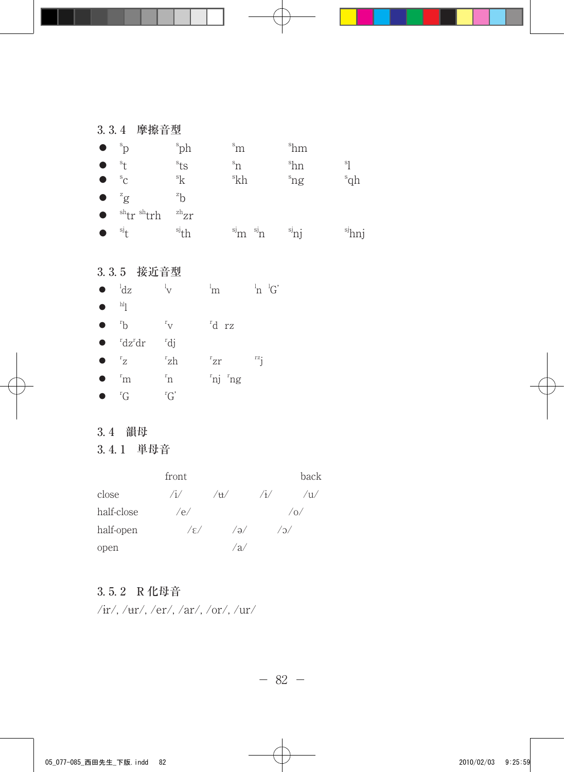### 3. 3. 4　摩擦音型

- $^{s}$p　$^{s}$ph　$^{s}$m　$^{s}$hm
- $^{s}$t　$^{s}$ts　$^{s}$n　$^{s}$hn　$^{s}$l
- $^{s}$c　$^{s}$k　$^{s}$kh　$^{s}$ng　$^{s}$qh
- $^{z}$g　$^{z}$b
- $^{sh}$tr $^{sh}$trh　$^{zh}$zr
- $^{sj}$t　$^{sj}$th　$^{sj}$m $^{sj}$n　$^{sj}$nj　$^{sj}$hnj

### 3. 3. 5　接近音型

- $^{l}$dz　$^{l}$v　$^{l}$m　$^{l}$n $^{l}$G'
- $^{hl}$l
- $^{r}$b　$^{r}$v　$^{r}$d rz
- $^{r}$dz$^{r}$dr　$^{r}$dj
- $^{r}$z　$^{r}$zh　$^{r}$zr　$^{rz}$j
- $^{r}$m　$^{r}$n　$^{r}$nj $^{r}$ng
- $^{r}$G　$^{r}$G'

## 3. 4　韻母

### 3. 4. 1　単母音

| | front | | | back |
|---|---|---|---|---|
| close | /i/ | /ʉ/ | /ɨ/ | /u/ |
| half-close | /e/ | | | /o/ |
| half-open | /ɛ/ | /ə/ | /ɔ/ | |
| open | | /a/ | | |

### 3. 5. 2　R 化母音

/ir/, /ʉr/, /er/, /ar/, /or/, /ur/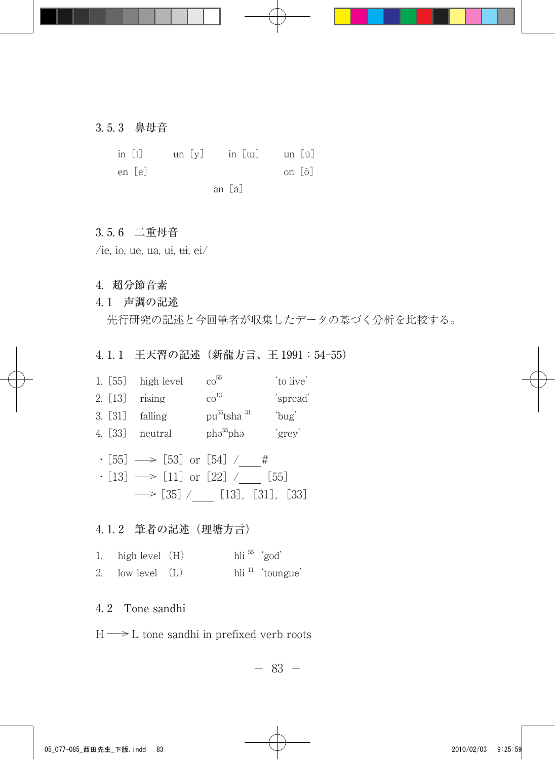### 3. 5. 3　鼻母音

| | | | |
|---|---|---|---|
| in ［ĩ］ | ʉn ［y］ | ɨn ［ɯ］ | un ［ũ］ |
| en ［e］ | | | on ［õ］ |
| | | an ［ã］ | |

### 3. 5. 6　二重母音

/ie, io, ue, ua, ui, ɨi, ʉi, ei/

## 4.　超分節音素

### 4. 1　声調の記述

先行研究の記述と今回筆者が収集したデータの基づく分析を比較する。

#### 4. 1. 1　王天習の記述（新龍方言、王 1991：54-55）

1. ［55］　high level　$co^{55}$　'to live'
2. ［13］　rising　$co^{13}$　'spread'
3. ［31］　falling　$pu^{55}tsha^{31}$　'bug'
4. ［33］　neutral　$phə^{55}phə$　'grey'

・［55］ ⟶ ［53］ or ［54］ / ＿＿#
・［13］ ⟶ ［11］ or ［22］ / ＿＿ ［55］
　　　　⟶ ［35］ / ＿＿ ［13］, ［31］, ［33］

#### 4. 1. 2　筆者の記述（理塘方言）

1. high level （H）　$hli^{55}$　'god'
2. low level （L）　$hli^{11}$　'toungue'

### 4. 2　Tone sandhi

H ⟶ L tone sandhi in prefixed verb roots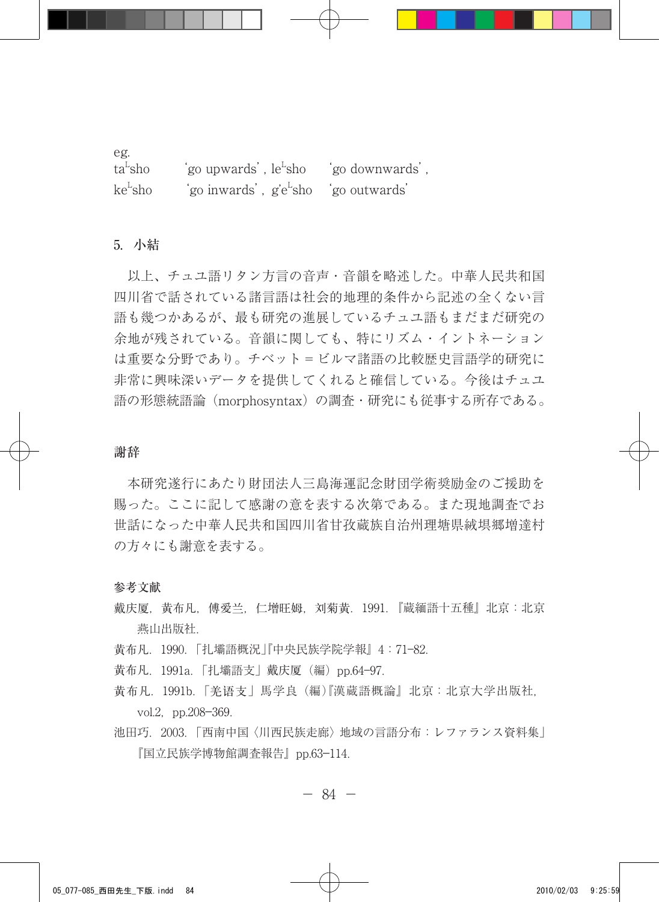eg.

| | | | |
|---|---|---|---|
| ta$^{L}$sho | 'go upwards', | le$^{L}$sho | 'go downwards', |
| ke$^{L}$sho | 'go inwards', | g'e$^{L}$sho | 'go outwards' |

## 5. 小結

以上、チュユ語リタン方言の音声・音韻を略述した。中華人民共和国四川省で話されている諸言語は社会的地理的条件から記述の全くない言語も幾つかあるが、最も研究の進展しているチュユ語もまだまだ研究の余地が残されている。音韻に関しても、特にリズム・イントネーションは重要な分野であり。チベット＝ビルマ諸語の比較歴史言語学的研究に非常に興味深いデータを提供してくれると確信している。今後はチュユ語の形態統語論（morphosyntax）の調査・研究にも従事する所存である。

## 謝辞

本研究遂行にあたり財団法人三島海運記念財団学術奨励金のご援助を賜った。ここに記して感謝の意を表する次第である。また現地調査でお世話になった中華人民共和国四川省甘孜蔵族自治州理塘県絨垻郷増達村の方々にも謝意を表する。

### 参考文献

戴庆厦，黄布凡，傅爱兰，仁増旺姆，刘菊黄．1991.『蔵緬語十五種』北京：北京燕山出版社.

黄布凡．1990.「扎壩語概況」『中央民族学院学報』4：71-82.

黄布凡．1991a.「扎壩語支」戴庆厦（編）pp.64-97.

黄布凡．1991b.「羌语支」馬学良（編）『漢蔵語概論』北京：北京大学出版社, vol.2, pp.208-369.

池田巧．2003.「西南中国〈川西民族走廊〉地域の言語分布：レファランス資料集」『国立民族学博物館調査報告』pp.63-114.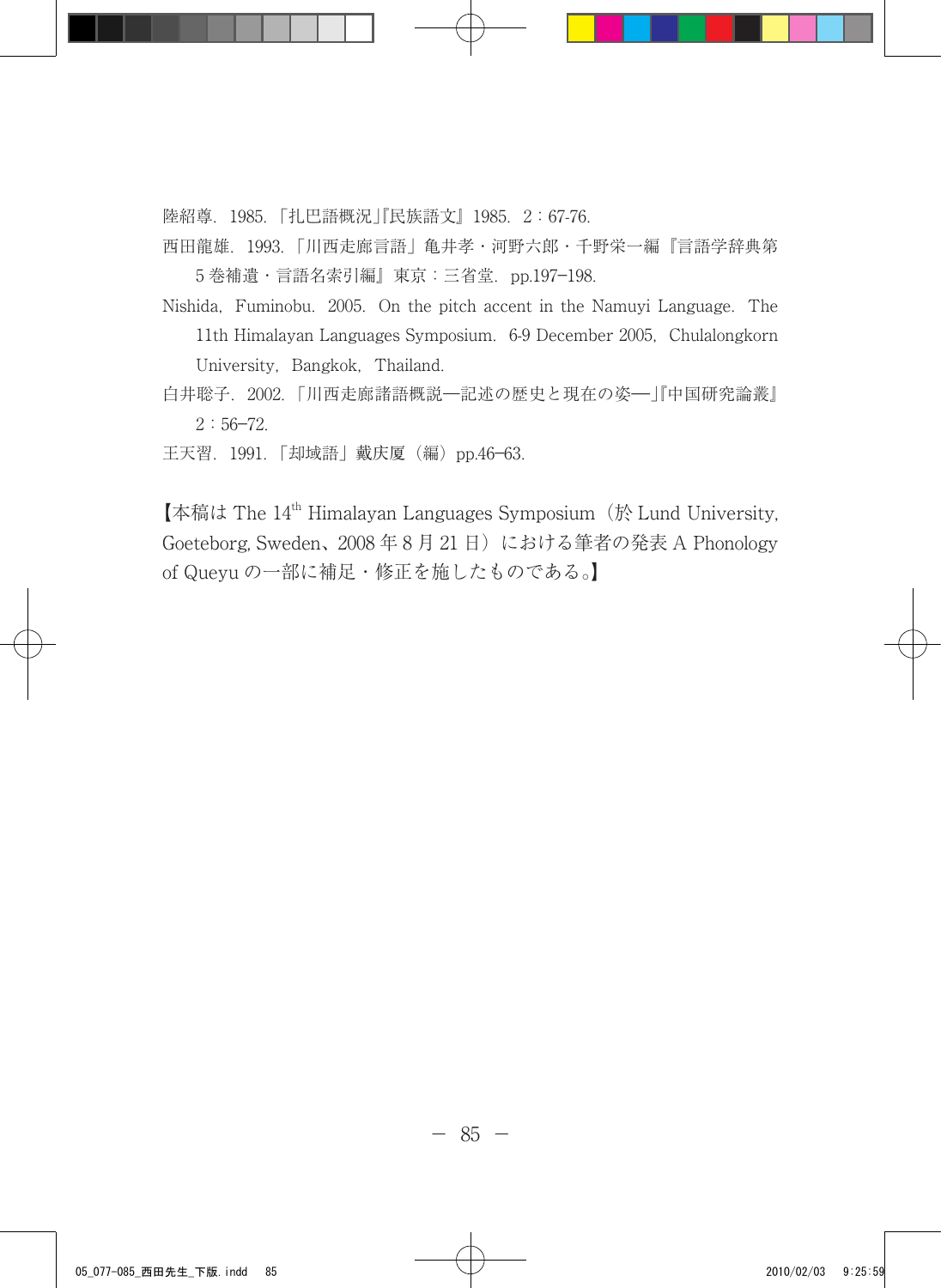陸紹尊．1985．「扎巴語概況」『民族語文』1985．2：67-76.

西田龍雄．1993．「川西走廊言語」亀井孝・河野六郎・千野栄一編『言語学辞典第5巻補遺・言語名索引編』東京：三省堂．pp.197−198.

Nishida, Fuminobu. 2005. On the pitch accent in the Namuyi Language. The 11th Himalayan Languages Symposium. 6-9 December 2005, Chulalongkorn University, Bangkok, Thailand.

白井聡子．2002．「川西走廊諸語概説―記述の歴史と現在の姿―」『中国研究論叢』2：56−72.

王天習．1991．「却域語」戴庆厦（編）pp.46−63.

【本稿は The 14th Himalayan Languages Symposium（於 Lund University, Goeteborg, Sweden、2008年8月21日）における筆者の発表 A Phonology of Queyu の一部に補足・修正を施したものである。】